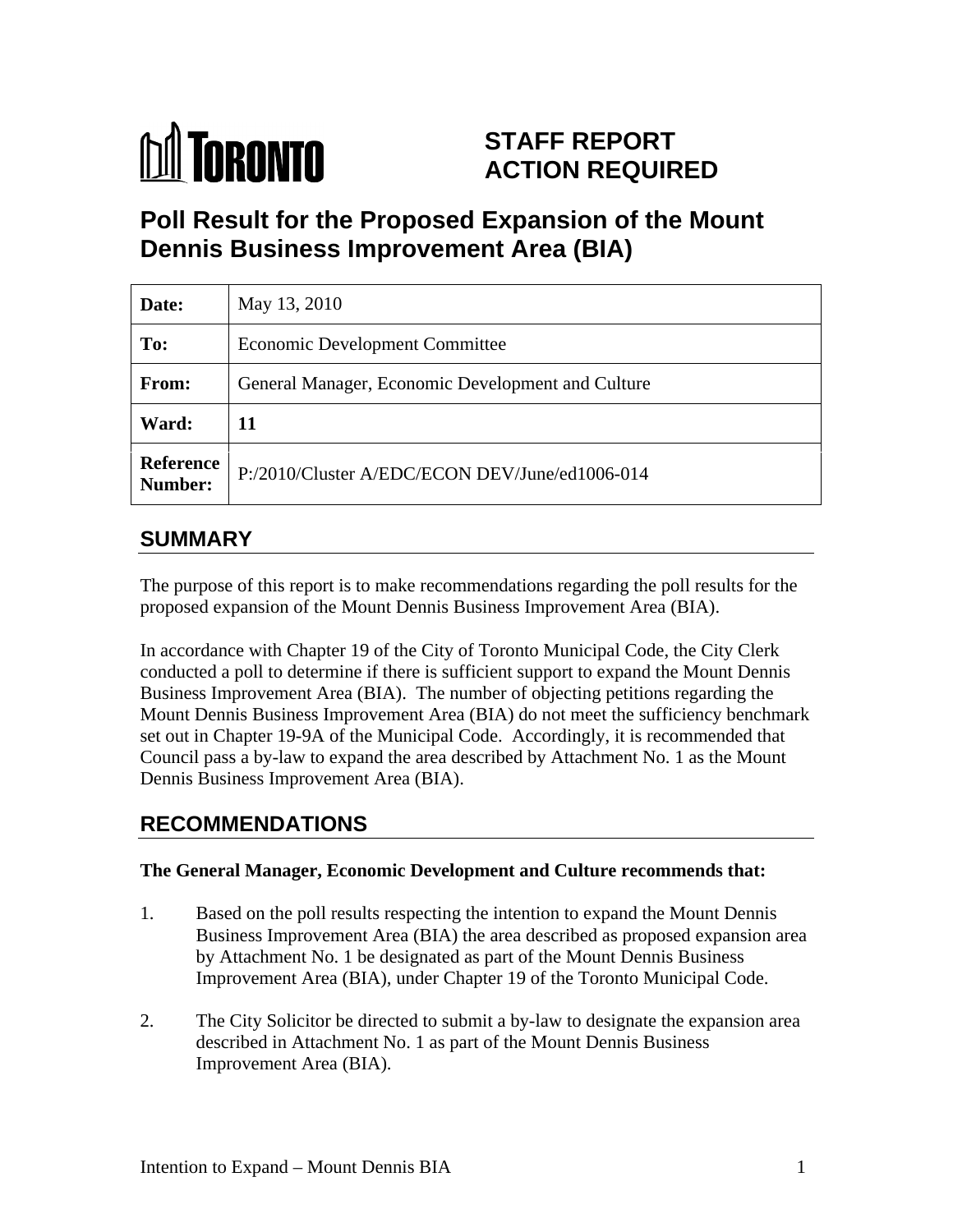**TORONTO**

# STAFF REPORT ACTION REQUIRED

# Poll Result for the Proposed Expansion of the Mount Dennis Business Improvement Area (BIA)

| | |
|---|---|
| **Date:** | May 13, 2010 |
| **To:** | Economic Development Committee |
| **From:** | General Manager, Economic Development and Culture |
| **Ward:** | **11** |
| **Reference Number:** | P:/2010/Cluster A/EDC/ECON DEV/June/ed1006-014 |

## SUMMARY

The purpose of this report is to make recommendations regarding the poll results for the proposed expansion of the Mount Dennis Business Improvement Area (BIA).

In accordance with Chapter 19 of the City of Toronto Municipal Code, the City Clerk conducted a poll to determine if there is sufficient support to expand the Mount Dennis Business Improvement Area (BIA). The number of objecting petitions regarding the Mount Dennis Business Improvement Area (BIA) do not meet the sufficiency benchmark set out in Chapter 19-9A of the Municipal Code. Accordingly, it is recommended that Council pass a by-law to expand the area described by Attachment No. 1 as the Mount Dennis Business Improvement Area (BIA).

## RECOMMENDATIONS

**The General Manager, Economic Development and Culture recommends that:**

1. Based on the poll results respecting the intention to expand the Mount Dennis Business Improvement Area (BIA) the area described as proposed expansion area by Attachment No. 1 be designated as part of the Mount Dennis Business Improvement Area (BIA), under Chapter 19 of the Toronto Municipal Code.

2. The City Solicitor be directed to submit a by-law to designate the expansion area described in Attachment No. 1 as part of the Mount Dennis Business Improvement Area (BIA).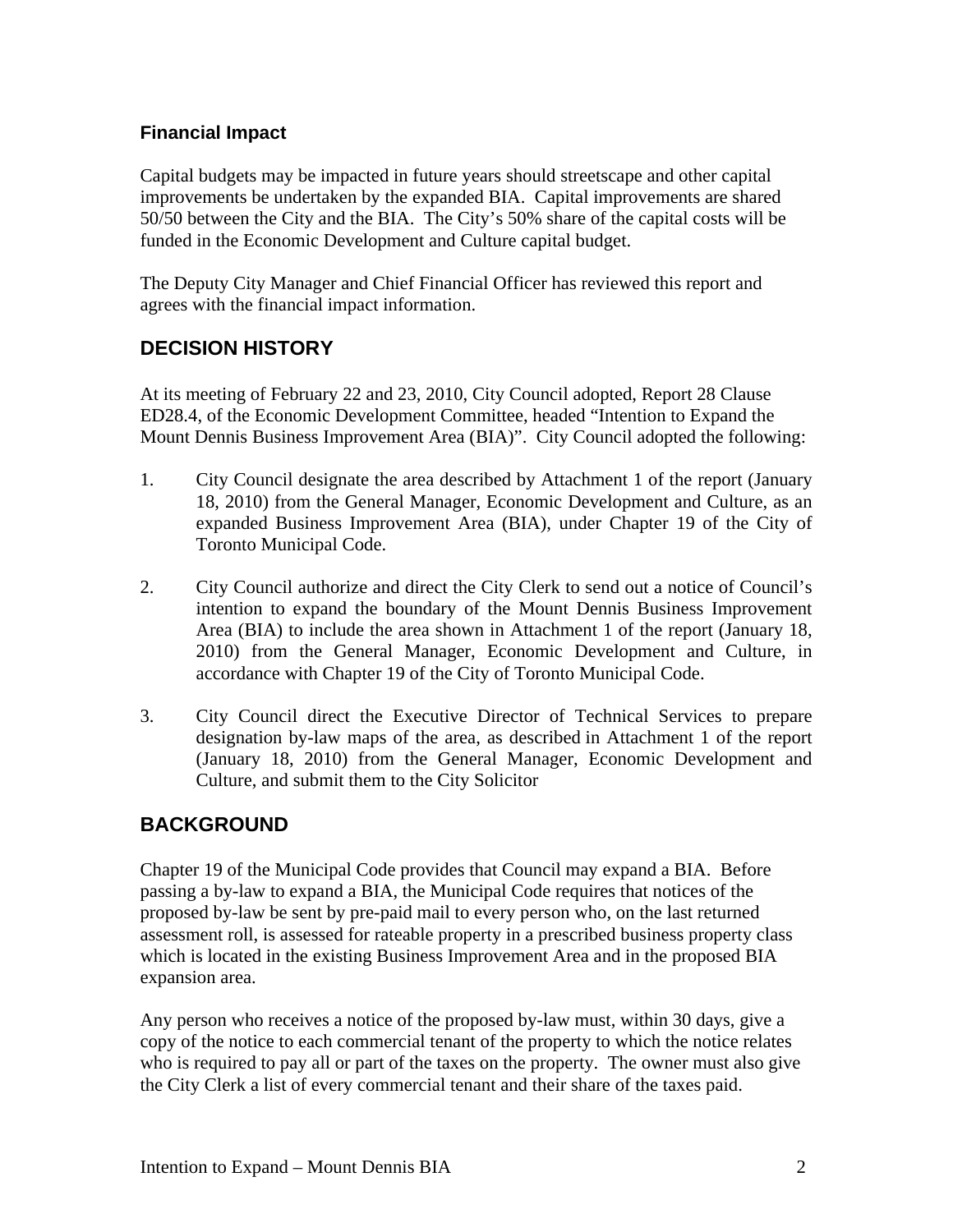### Financial Impact

Capital budgets may be impacted in future years should streetscape and other capital improvements be undertaken by the expanded BIA. Capital improvements are shared 50/50 between the City and the BIA. The City's 50% share of the capital costs will be funded in the Economic Development and Culture capital budget.

The Deputy City Manager and Chief Financial Officer has reviewed this report and agrees with the financial impact information.

## DECISION HISTORY

At its meeting of February 22 and 23, 2010, City Council adopted, Report 28 Clause ED28.4, of the Economic Development Committee, headed "Intention to Expand the Mount Dennis Business Improvement Area (BIA)". City Council adopted the following:

1. City Council designate the area described by Attachment 1 of the report (January 18, 2010) from the General Manager, Economic Development and Culture, as an expanded Business Improvement Area (BIA), under Chapter 19 of the City of Toronto Municipal Code.

2. City Council authorize and direct the City Clerk to send out a notice of Council's intention to expand the boundary of the Mount Dennis Business Improvement Area (BIA) to include the area shown in Attachment 1 of the report (January 18, 2010) from the General Manager, Economic Development and Culture, in accordance with Chapter 19 of the City of Toronto Municipal Code.

3. City Council direct the Executive Director of Technical Services to prepare designation by-law maps of the area, as described in Attachment 1 of the report (January 18, 2010) from the General Manager, Economic Development and Culture, and submit them to the City Solicitor

## BACKGROUND

Chapter 19 of the Municipal Code provides that Council may expand a BIA. Before passing a by-law to expand a BIA, the Municipal Code requires that notices of the proposed by-law be sent by pre-paid mail to every person who, on the last returned assessment roll, is assessed for rateable property in a prescribed business property class which is located in the existing Business Improvement Area and in the proposed BIA expansion area.

Any person who receives a notice of the proposed by-law must, within 30 days, give a copy of the notice to each commercial tenant of the property to which the notice relates who is required to pay all or part of the taxes on the property. The owner must also give the City Clerk a list of every commercial tenant and their share of the taxes paid.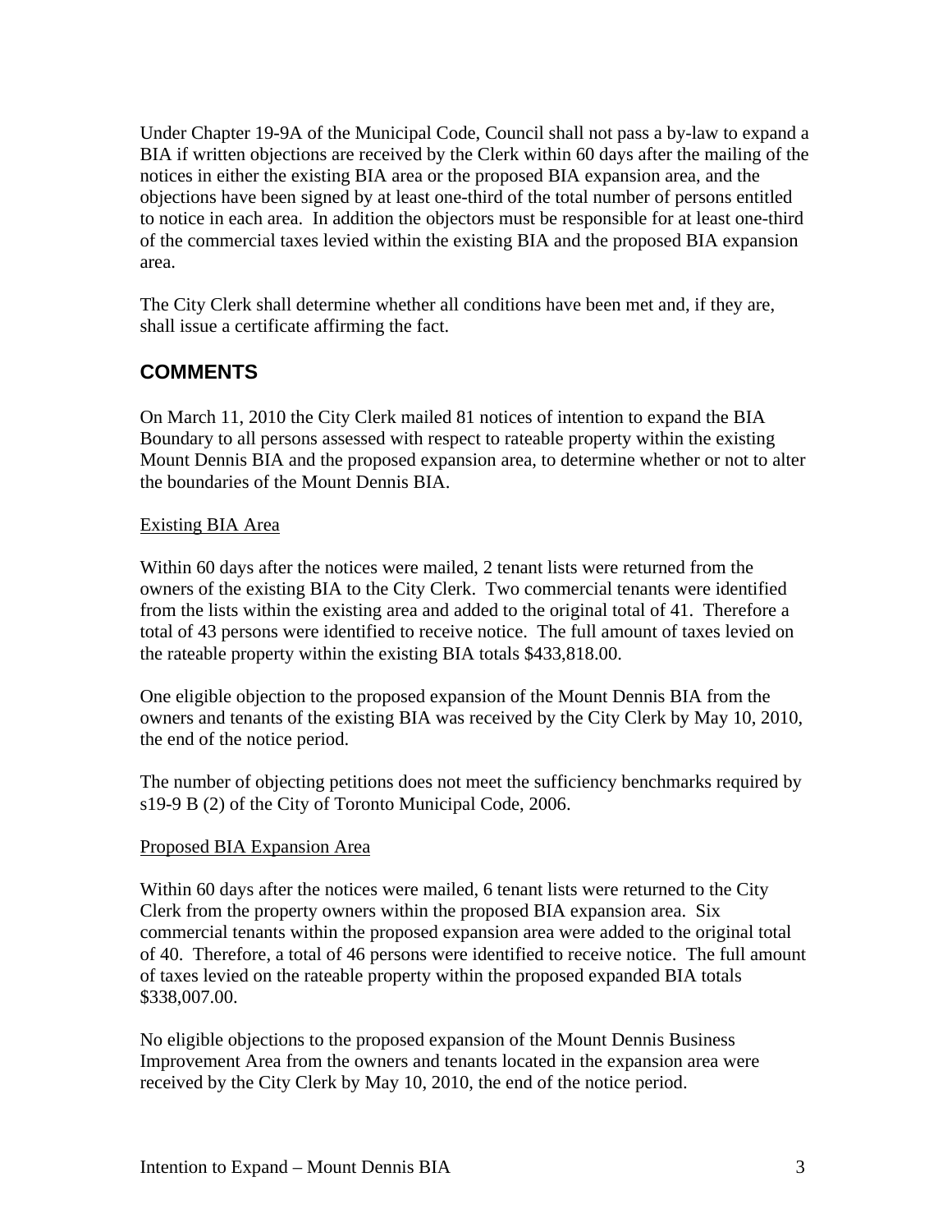Under Chapter 19-9A of the Municipal Code, Council shall not pass a by-law to expand a BIA if written objections are received by the Clerk within 60 days after the mailing of the notices in either the existing BIA area or the proposed BIA expansion area, and the objections have been signed by at least one-third of the total number of persons entitled to notice in each area. In addition the objectors must be responsible for at least one-third of the commercial taxes levied within the existing BIA and the proposed BIA expansion area.

The City Clerk shall determine whether all conditions have been met and, if they are, shall issue a certificate affirming the fact.

## COMMENTS

On March 11, 2010 the City Clerk mailed 81 notices of intention to expand the BIA Boundary to all persons assessed with respect to rateable property within the existing Mount Dennis BIA and the proposed expansion area, to determine whether or not to alter the boundaries of the Mount Dennis BIA.

<u>Existing BIA Area</u>

Within 60 days after the notices were mailed, 2 tenant lists were returned from the owners of the existing BIA to the City Clerk. Two commercial tenants were identified from the lists within the existing area and added to the original total of 41. Therefore a total of 43 persons were identified to receive notice. The full amount of taxes levied on the rateable property within the existing BIA totals $433,818.00.

One eligible objection to the proposed expansion of the Mount Dennis BIA from the owners and tenants of the existing BIA was received by the City Clerk by May 10, 2010, the end of the notice period.

The number of objecting petitions does not meet the sufficiency benchmarks required by s19-9 B (2) of the City of Toronto Municipal Code, 2006.

<u>Proposed BIA Expansion Area</u>

Within 60 days after the notices were mailed, 6 tenant lists were returned to the City Clerk from the property owners within the proposed BIA expansion area. Six commercial tenants within the proposed expansion area were added to the original total of 40. Therefore, a total of 46 persons were identified to receive notice. The full amount of taxes levied on the rateable property within the proposed expanded BIA totals $338,007.00.

No eligible objections to the proposed expansion of the Mount Dennis Business Improvement Area from the owners and tenants located in the expansion area were received by the City Clerk by May 10, 2010, the end of the notice period.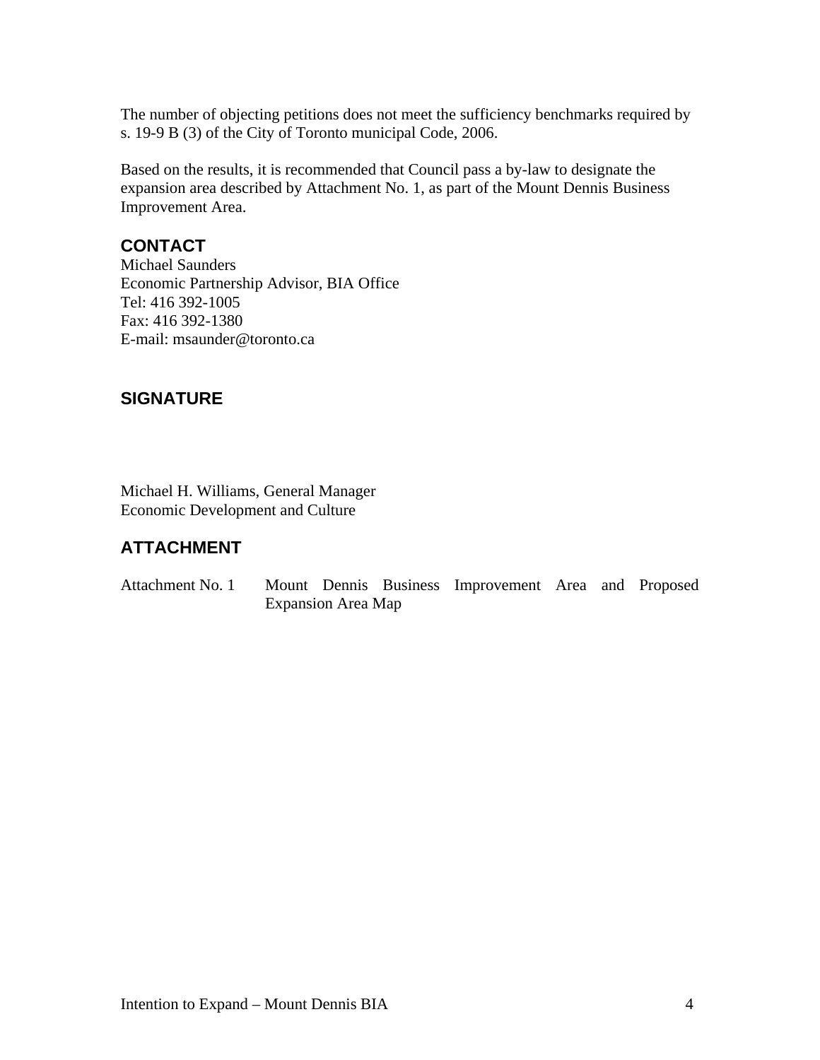The number of objecting petitions does not meet the sufficiency benchmarks required by s. 19-9 B (3) of the City of Toronto municipal Code, 2006.

Based on the results, it is recommended that Council pass a by-law to designate the expansion area described by Attachment No. 1, as part of the Mount Dennis Business Improvement Area.

## CONTACT

Michael Saunders
Economic Partnership Advisor, BIA Office
Tel: 416 392-1005
Fax: 416 392-1380
E-mail: msaunder@toronto.ca

## SIGNATURE

Michael H. Williams, General Manager
Economic Development and Culture

## ATTACHMENT

Attachment No. 1 Mount Dennis Business Improvement Area and Proposed Expansion Area Map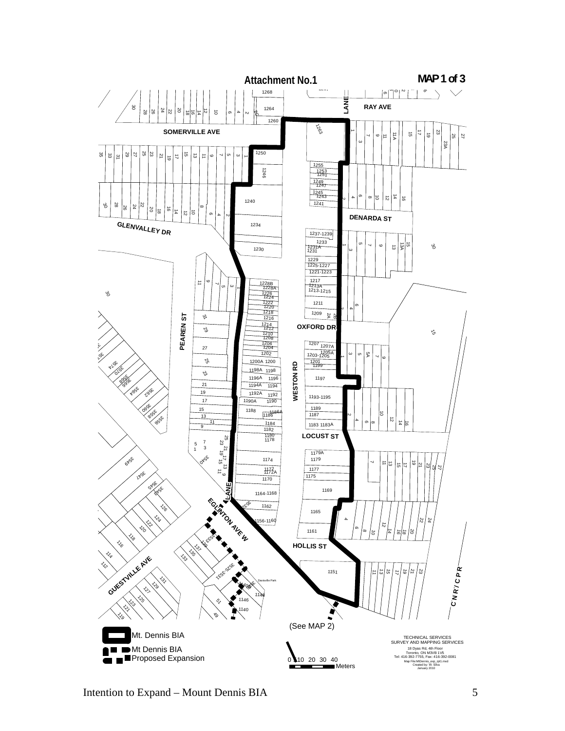# Attachment No.1

**MAP 1 of 3**

RAY AVE

SOMERVILLE AVE

DENARDA ST

GLENVALLEY DR

PEAREN ST

OXFORD DR

WESTON RD

LOCUST ST

EGLINTON AVE W

HOLLIS ST

GUESTVILLE AVE

C N R / C P R

(See MAP 2)

Mt. Dennis BIA

Mt Dennis BIA Proposed Expansion

0 5 10 20 30 40 Meters

TECHNICAL SERVICES
SURVEY AND MAPPING SERVICES
18 Dyas Rd, 4th Floor
Toronto, ON M3VB 1V5
Tel: 416-392-7755, Fax: 416-392-0081
Map File:MtDennis_exp_rpt1.mxd
Created by: W. Silva
January 2010

Intention to Expand – Mount Dennis BIA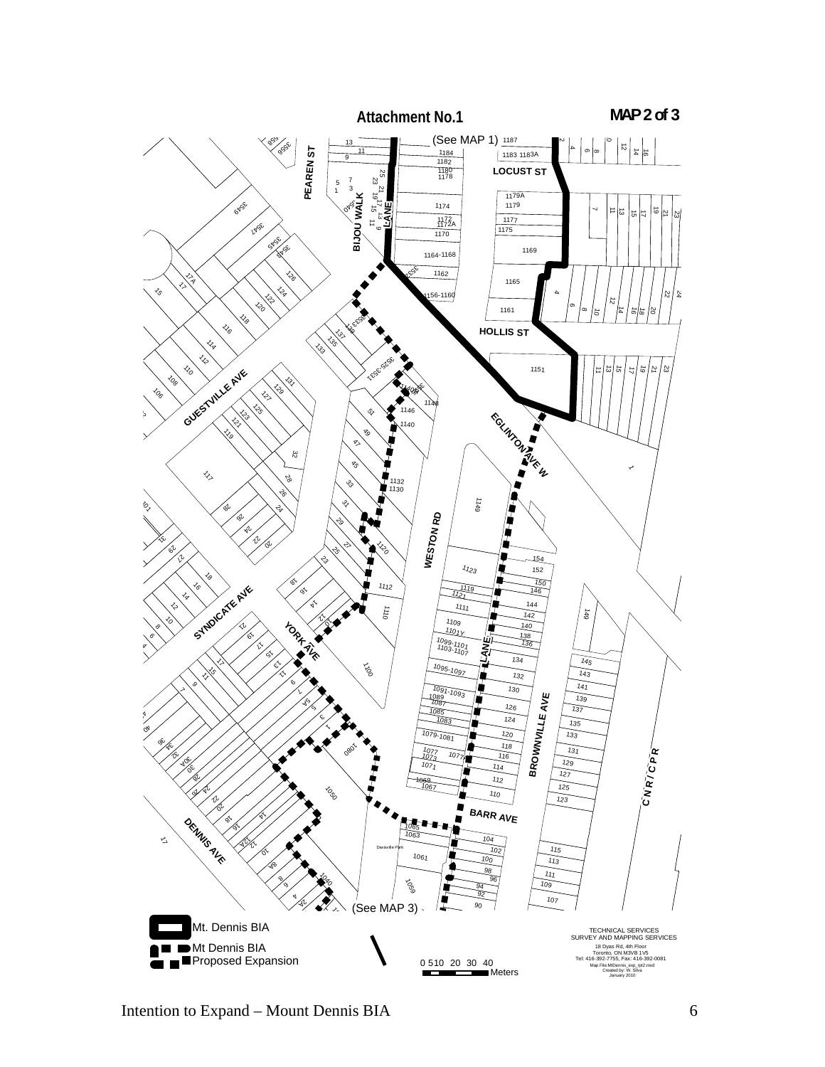# Attachment No.1

**MAP 2 of 3**

(See MAP 1)

PEAREN ST

BIJOU WALK

LANE

LOCUST ST

HOLLIS ST

GUESTVILLE AVE

EGLINTON AVE W

WESTON RD

SYNDICATE AVE

YORK AVE

LANE

BROWNVILLE AVE

C N R / C P R

BARR AVE

DENNIS AVE

Davisville Park

(See MAP 3)

Mt. Dennis BIA

Mt Dennis BIA Proposed Expansion

0 5 10 20 30 40 Meters

TECHNICAL SERVICES
SURVEY AND MAPPING SERVICES
18 Dyas Rd, 4th Floor
Toronto, ON M3V 1V5
Tel: 416-392-7755, Fax: 416-392-0081
Map File:MtDennis_exp_rpt2.mxd
Created by: W. Silva
January 2010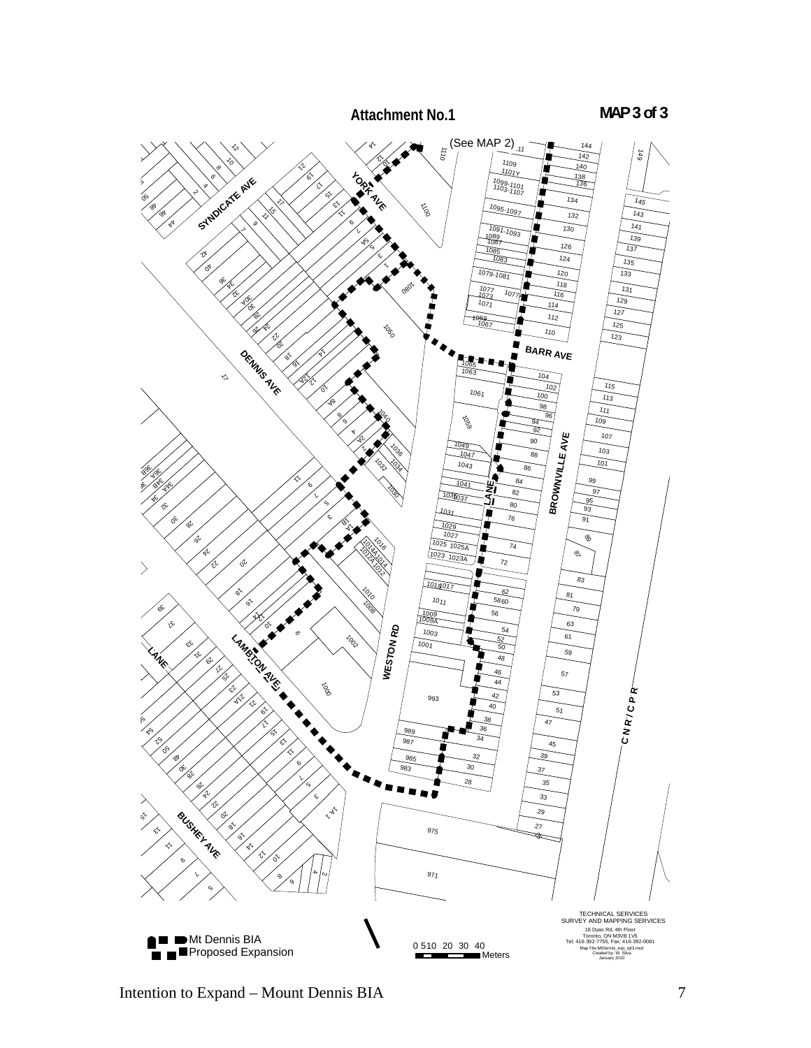**Attachment No.1**

**MAP 3 of 3**

(See MAP 2)

YORK AVE

SYNDICATE AVE

DENNIS AVE

BARR AVE

BROWNVILLE AVE

LANE

WESTON RD

LAMBTON AVE

LANE

BUSHEY AVE

CNR/CPR

Mt Dennis BIA Proposed Expansion

0 5 10 20 30 40 Meters

TECHNICAL SERVICES
SURVEY AND MAPPING SERVICES
18 Dyas Rd, 4th Floor
Toronto, ON M3VB 1V5
Tel: 416-392-7755, Fax: 416-392-0081
Map File:MtDennis_exp_rpt3.med
Created by: W. Silva
January 2010

Intention to Expand – Mount Dennis BIA